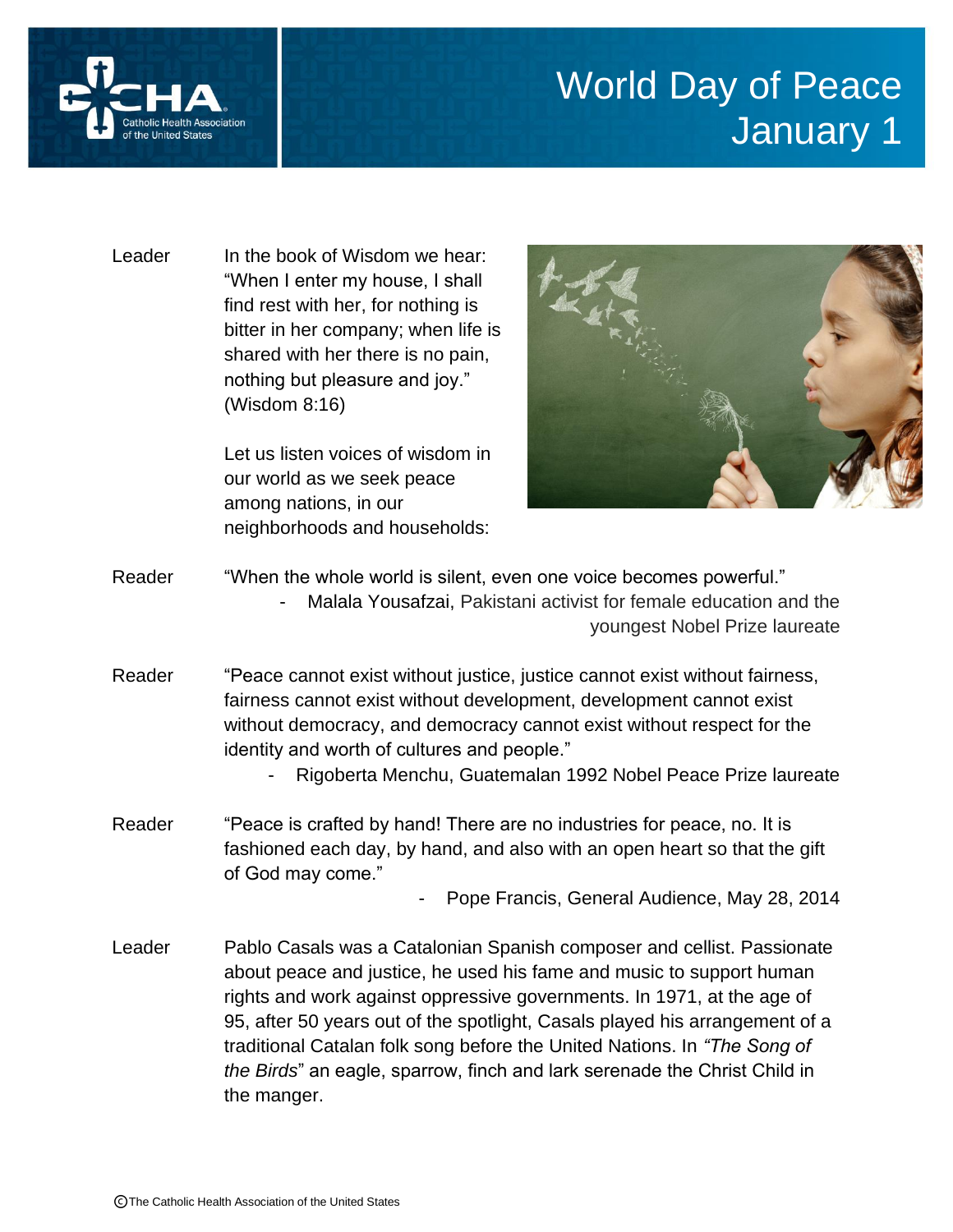# World Day of Peace
# January 1

Leader In the book of Wisdom we hear: "When I enter my house, I shall find rest with her, for nothing is bitter in her company; when life is shared with her there is no pain, nothing but pleasure and joy." (Wisdom 8:16)

Let us listen voices of wisdom in our world as we seek peace among nations, in our neighborhoods and households:

Reader "When the whole world is silent, even one voice becomes powerful."

- Malala Yousafzai, Pakistani activist for female education and the youngest Nobel Prize laureate

Reader "Peace cannot exist without justice, justice cannot exist without fairness, fairness cannot exist without development, development cannot exist without democracy, and democracy cannot exist without respect for the identity and worth of cultures and people."

- Rigoberta Menchu, Guatemalan 1992 Nobel Peace Prize laureate

Reader "Peace is crafted by hand! There are no industries for peace, no. It is fashioned each day, by hand, and also with an open heart so that the gift of God may come."

- Pope Francis, General Audience, May 28, 2014

Leader Pablo Casals was a Catalonian Spanish composer and cellist. Passionate about peace and justice, he used his fame and music to support human rights and work against oppressive governments. In 1971, at the age of 95, after 50 years out of the spotlight, Casals played his arrangement of a traditional Catalan folk song before the United Nations. In *"The Song of the Birds*" an eagle, sparrow, finch and lark serenade the Christ Child in the manger.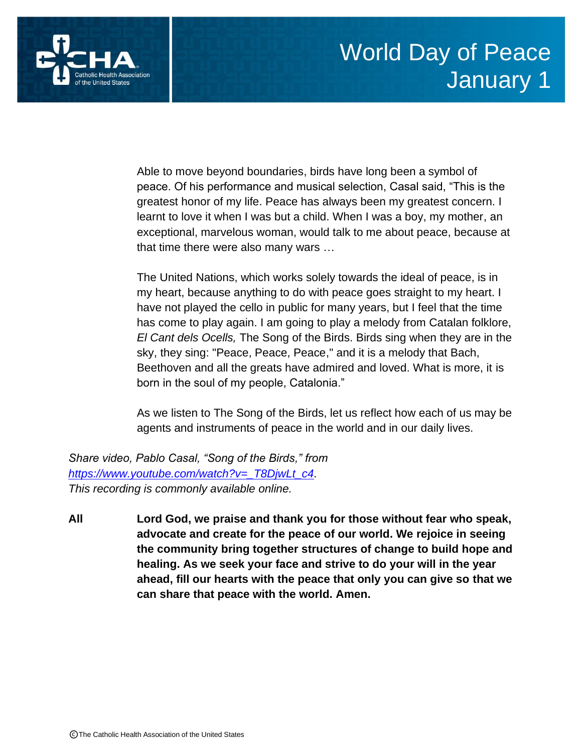Able to move beyond boundaries, birds have long been a symbol of peace. Of his performance and musical selection, Casal said, “This is the greatest honor of my life. Peace has always been my greatest concern. I learnt to love it when I was but a child. When I was a boy, my mother, an exceptional, marvelous woman, would talk to me about peace, because at that time there were also many wars …

The United Nations, which works solely towards the ideal of peace, is in my heart, because anything to do with peace goes straight to my heart. I have not played the cello in public for many years, but I feel that the time has come to play again. I am going to play a melody from Catalan folklore, *El Cant dels Ocells,* The Song of the Birds. Birds sing when they are in the sky, they sing: "Peace, Peace, Peace," and it is a melody that Bach, Beethoven and all the greats have admired and loved. What is more, it is born in the soul of my people, Catalonia.”

As we listen to The Song of the Birds, let us reflect how each of us may be agents and instruments of peace in the world and in our daily lives.

*Share video, Pablo Casal, “Song of the Birds,” from [https://www.youtube.com/watch?v=_T8DjwLt_c4](https://www.youtube.com/watch?v=_T8DjwLt_c4). This recording is commonly available online.*

**All** **Lord God, we praise and thank you for those without fear who speak, advocate and create for the peace of our world. We rejoice in seeing the community bring together structures of change to build hope and healing. As we seek your face and strive to do your will in the year ahead, fill our hearts with the peace that only you can give so that we can share that peace with the world. Amen.**